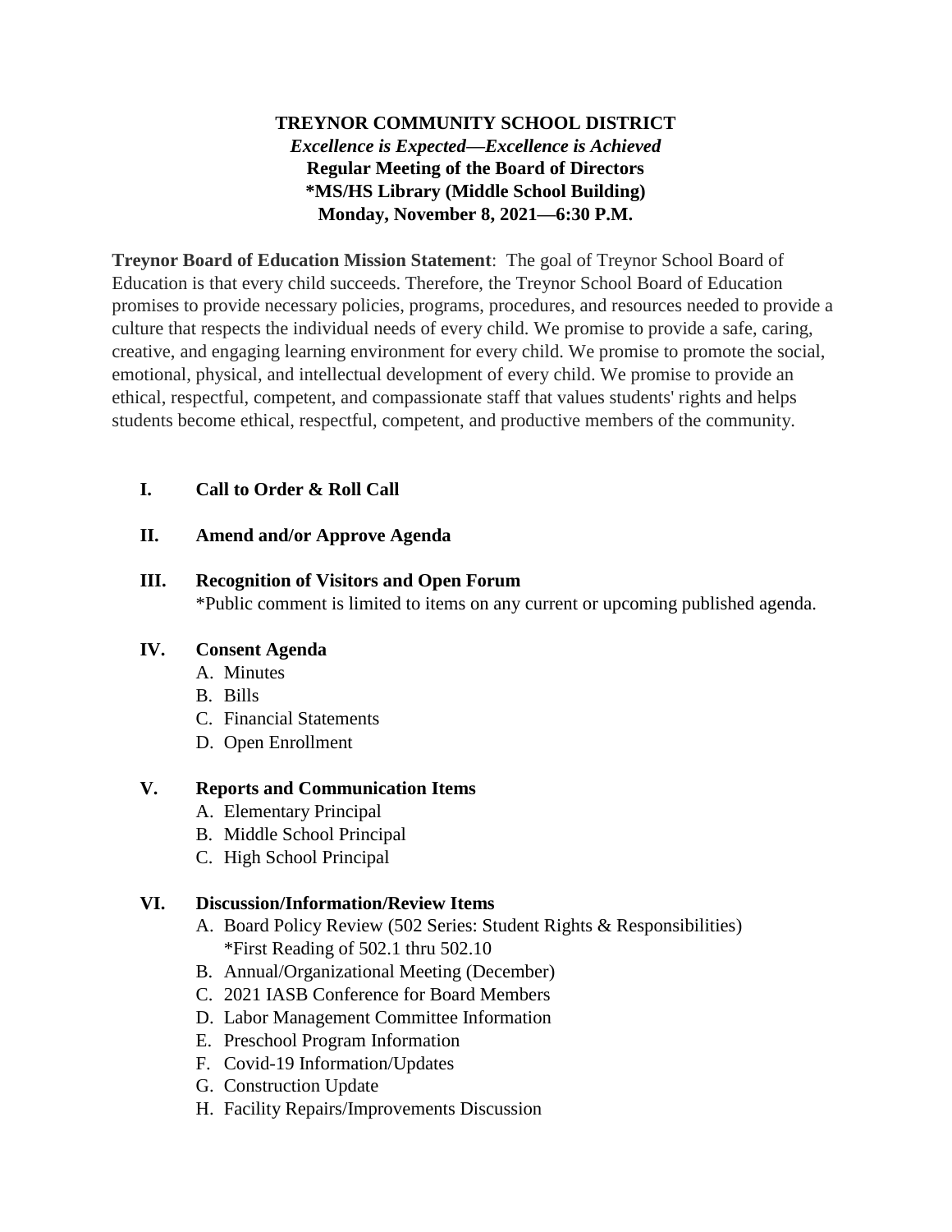**TREYNOR COMMUNITY SCHOOL DISTRICT**
***Excellence is Expected—Excellence is Achieved***
**Regular Meeting of the Board of Directors**
**\*MS/HS Library (Middle School Building)**
**Monday, November 8, 2021—6:30 P.M.**

**Treynor Board of Education Mission Statement**: The goal of Treynor School Board of Education is that every child succeeds. Therefore, the Treynor School Board of Education promises to provide necessary policies, programs, procedures, and resources needed to provide a culture that respects the individual needs of every child. We promise to provide a safe, caring, creative, and engaging learning environment for every child. We promise to promote the social, emotional, physical, and intellectual development of every child. We promise to provide an ethical, respectful, competent, and compassionate staff that values students' rights and helps students become ethical, respectful, competent, and productive members of the community.

**I. Call to Order & Roll Call**

**II. Amend and/or Approve Agenda**

**III. Recognition of Visitors and Open Forum**
*Public comment is limited to items on any current or upcoming published agenda.

**IV. Consent Agenda**

A. Minutes
B. Bills
C. Financial Statements
D. Open Enrollment

**V. Reports and Communication Items**

A. Elementary Principal
B. Middle School Principal
C. High School Principal

**VI. Discussion/Information/Review Items**

A. Board Policy Review (502 Series: Student Rights & Responsibilities)
   *First Reading of 502.1 thru 502.10
B. Annual/Organizational Meeting (December)
C. 2021 IASB Conference for Board Members
D. Labor Management Committee Information
E. Preschool Program Information
F. Covid-19 Information/Updates
G. Construction Update
H. Facility Repairs/Improvements Discussion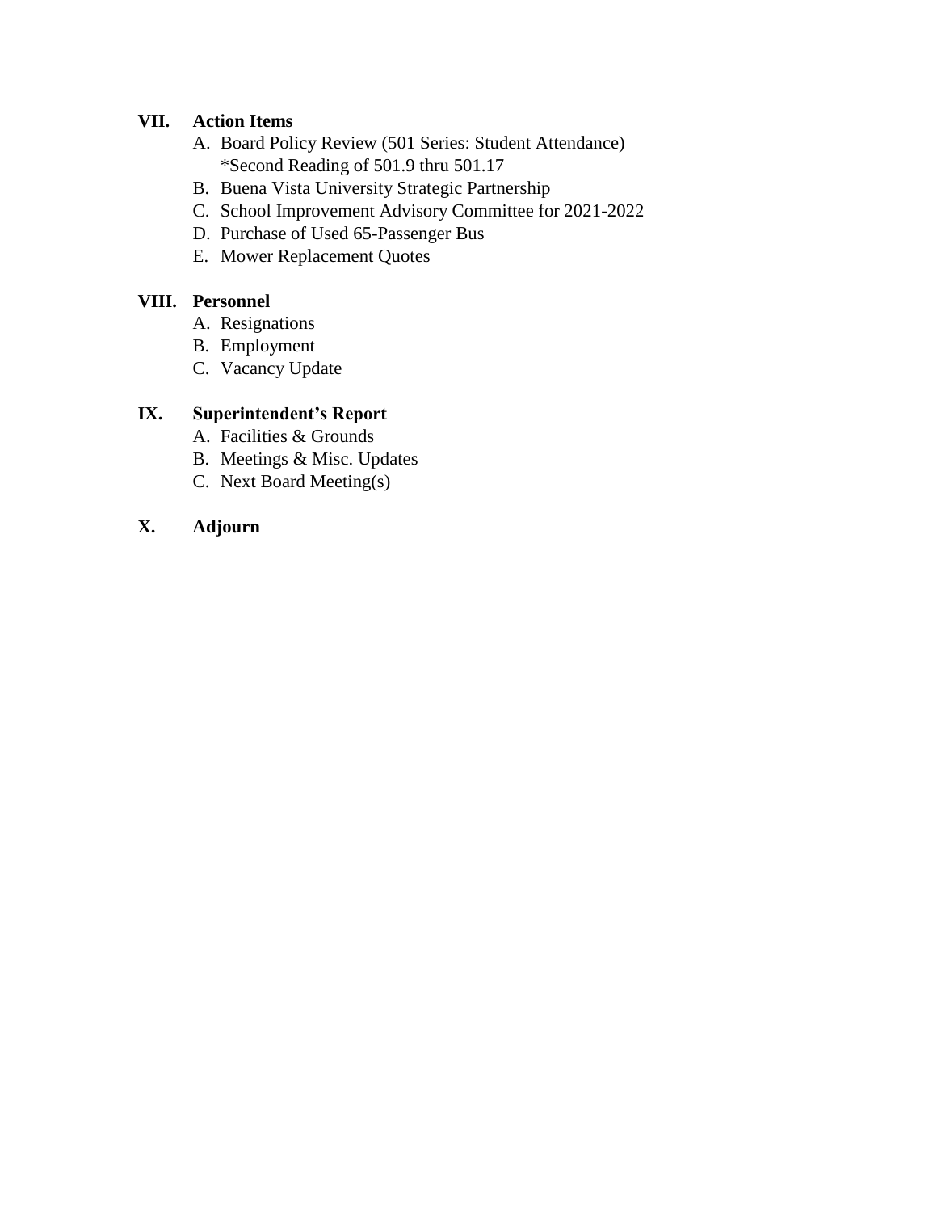**VII. Action Items**

A. Board Policy Review (501 Series: Student Attendance)
   *Second Reading of 501.9 thru 501.17
B. Buena Vista University Strategic Partnership
C. School Improvement Advisory Committee for 2021-2022
D. Purchase of Used 65-Passenger Bus
E. Mower Replacement Quotes

**VIII. Personnel**

A. Resignations
B. Employment
C. Vacancy Update

**IX. Superintendent's Report**

A. Facilities & Grounds
B. Meetings & Misc. Updates
C. Next Board Meeting(s)

**X. Adjourn**